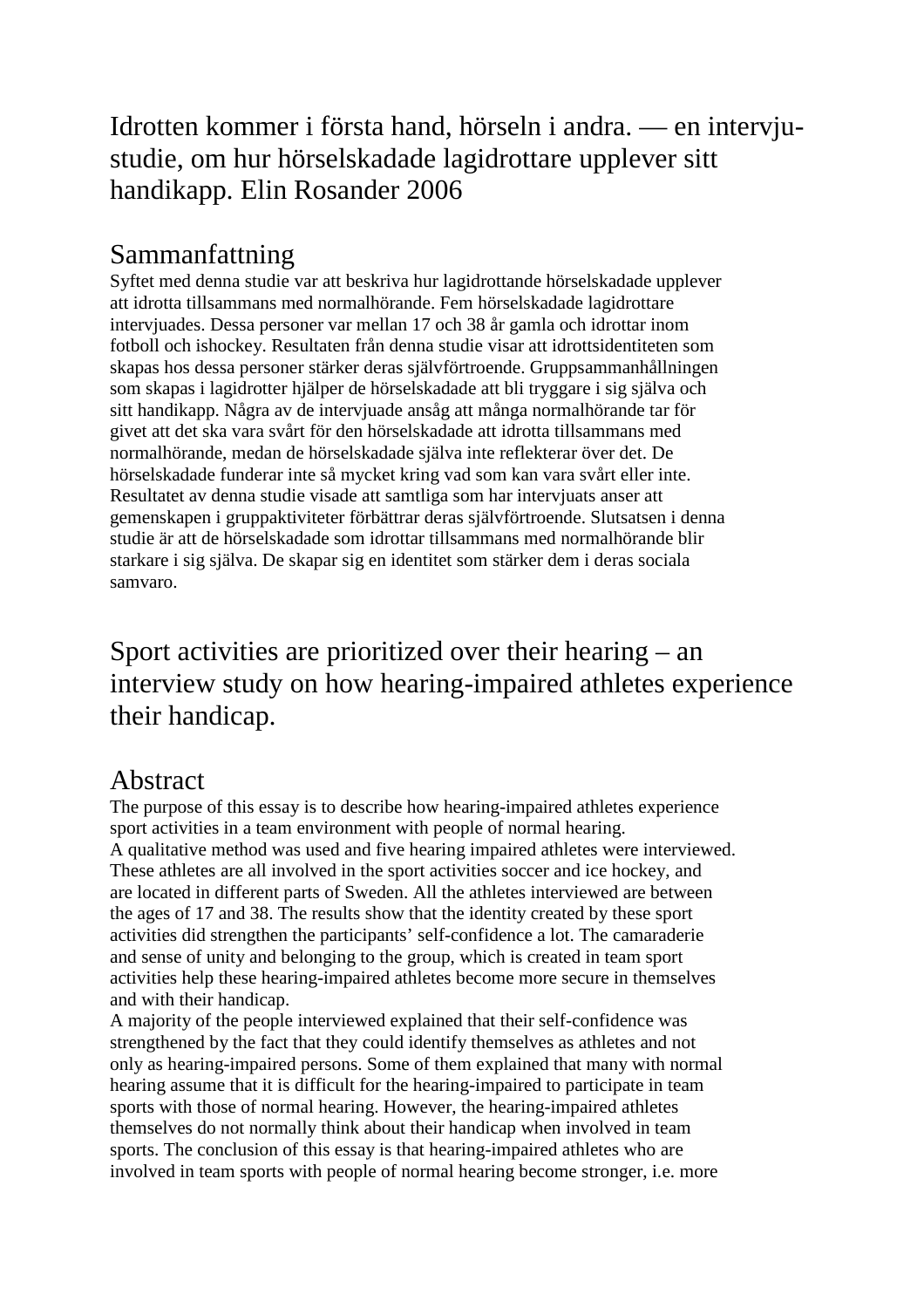# Idrotten kommer i första hand, hörseln i andra. — en intervju-studie, om hur hörselskadade lagidrottare upplever sitt handikapp. Elin Rosander 2006

## Sammanfattning

Syftet med denna studie var att beskriva hur lagidrottande hörselskadade upplever att idrotta tillsammans med normalhörande. Fem hörselskadade lagidrottare intervjuades. Dessa personer var mellan 17 och 38 år gamla och idrottar inom fotboll och ishockey. Resultaten från denna studie visar att idrottsidentiteten som skapas hos dessa personer stärker deras självförtroende. Gruppsammanhållningen som skapas i lagidrotter hjälper de hörselskadade att bli tryggare i sig själva och sitt handikapp. Några av de intervjuade ansåg att många normalhörande tar för givet att det ska vara svårt för den hörselskadade att idrotta tillsammans med normalhörande, medan de hörselskadade själva inte reflekterar över det. De hörselskadade funderar inte så mycket kring vad som kan vara svårt eller inte. Resultatet av denna studie visade att samtliga som har intervjuats anser att gemenskapen i gruppaktiviteter förbättrar deras självförtroende. Slutsatsen i denna studie är att de hörselskadade som idrottar tillsammans med normalhörande blir starkare i sig själva. De skapar sig en identitet som stärker dem i deras sociala samvaro.

# Sport activities are prioritized over their hearing – an interview study on how hearing-impaired athletes experience their handicap.

## Abstract

The purpose of this essay is to describe how hearing-impaired athletes experience sport activities in a team environment with people of normal hearing.
A qualitative method was used and five hearing impaired athletes were interviewed. These athletes are all involved in the sport activities soccer and ice hockey, and are located in different parts of Sweden. All the athletes interviewed are between the ages of 17 and 38. The results show that the identity created by these sport activities did strengthen the participants' self-confidence a lot. The camaraderie and sense of unity and belonging to the group, which is created in team sport activities help these hearing-impaired athletes become more secure in themselves and with their handicap.
A majority of the people interviewed explained that their self-confidence was strengthened by the fact that they could identify themselves as athletes and not only as hearing-impaired persons. Some of them explained that many with normal hearing assume that it is difficult for the hearing-impaired to participate in team sports with those of normal hearing. However, the hearing-impaired athletes themselves do not normally think about their handicap when involved in team sports. The conclusion of this essay is that hearing-impaired athletes who are involved in team sports with people of normal hearing become stronger, i.e. more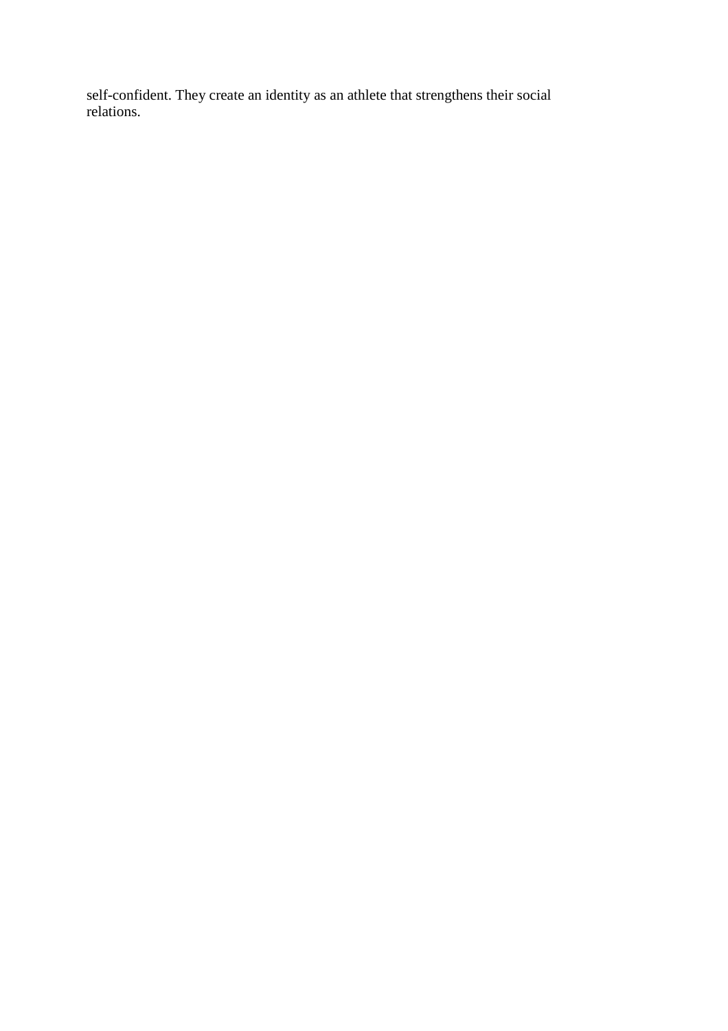self-confident. They create an identity as an athlete that strengthens their social relations.